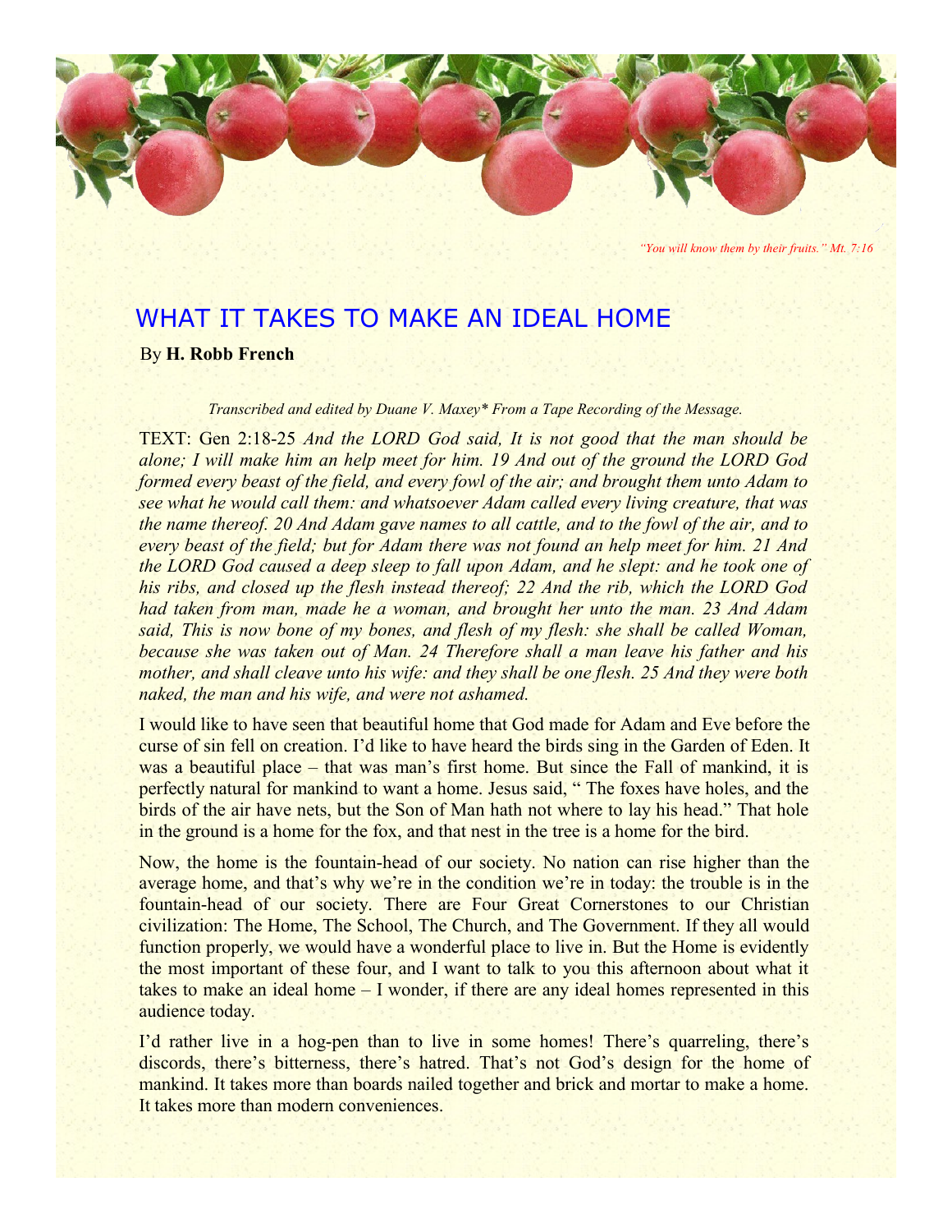*"You will know them by their fruits." Mt. 7:16*

# WHAT IT TAKES TO MAKE AN IDEAL HOME

By **H. Robb French**

*Transcribed and edited by Duane V. Maxey* From a Tape Recording of the Message.*

TEXT: Gen 2:18-25 *And the LORD God said, It is not good that the man should be alone; I will make him an help meet for him. 19 And out of the ground the LORD God formed every beast of the field, and every fowl of the air; and brought them unto Adam to see what he would call them: and whatsoever Adam called every living creature, that was the name thereof. 20 And Adam gave names to all cattle, and to the fowl of the air, and to every beast of the field; but for Adam there was not found an help meet for him. 21 And the LORD God caused a deep sleep to fall upon Adam, and he slept: and he took one of his ribs, and closed up the flesh instead thereof; 22 And the rib, which the LORD God had taken from man, made he a woman, and brought her unto the man. 23 And Adam said, This is now bone of my bones, and flesh of my flesh: she shall be called Woman, because she was taken out of Man. 24 Therefore shall a man leave his father and his mother, and shall cleave unto his wife: and they shall be one flesh. 25 And they were both naked, the man and his wife, and were not ashamed.*

I would like to have seen that beautiful home that God made for Adam and Eve before the curse of sin fell on creation. I'd like to have heard the birds sing in the Garden of Eden. It was a beautiful place – that was man's first home. But since the Fall of mankind, it is perfectly natural for mankind to want a home. Jesus said, " The foxes have holes, and the birds of the air have nets, but the Son of Man hath not where to lay his head." That hole in the ground is a home for the fox, and that nest in the tree is a home for the bird.

Now, the home is the fountain-head of our society. No nation can rise higher than the average home, and that's why we're in the condition we're in today: the trouble is in the fountain-head of our society. There are Four Great Cornerstones to our Christian civilization: The Home, The School, The Church, and The Government. If they all would function properly, we would have a wonderful place to live in. But the Home is evidently the most important of these four, and I want to talk to you this afternoon about what it takes to make an ideal home – I wonder, if there are any ideal homes represented in this audience today.

I'd rather live in a hog-pen than to live in some homes! There's quarreling, there's discords, there's bitterness, there's hatred. That's not God's design for the home of mankind. It takes more than boards nailed together and brick and mortar to make a home. It takes more than modern conveniences.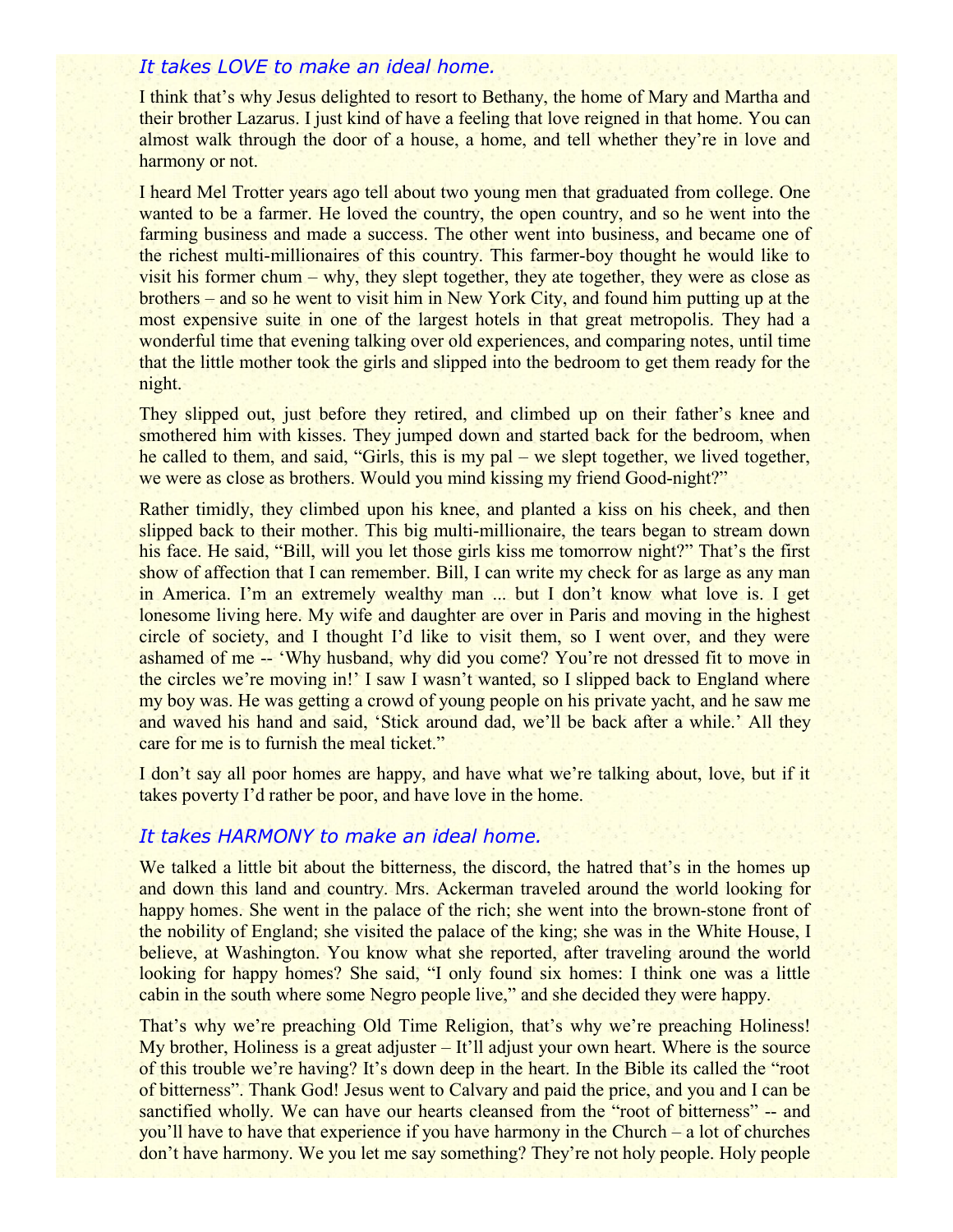### *It takes LOVE to make an ideal home.*

I think that's why Jesus delighted to resort to Bethany, the home of Mary and Martha and their brother Lazarus. I just kind of have a feeling that love reigned in that home. You can almost walk through the door of a house, a home, and tell whether they're in love and harmony or not.

I heard Mel Trotter years ago tell about two young men that graduated from college. One wanted to be a farmer. He loved the country, the open country, and so he went into the farming business and made a success. The other went into business, and became one of the richest multi-millionaires of this country. This farmer-boy thought he would like to visit his former chum – why, they slept together, they ate together, they were as close as brothers – and so he went to visit him in New York City, and found him putting up at the most expensive suite in one of the largest hotels in that great metropolis. They had a wonderful time that evening talking over old experiences, and comparing notes, until time that the little mother took the girls and slipped into the bedroom to get them ready for the night.

They slipped out, just before they retired, and climbed up on their father's knee and smothered him with kisses. They jumped down and started back for the bedroom, when he called to them, and said, "Girls, this is my pal – we slept together, we lived together, we were as close as brothers. Would you mind kissing my friend Good-night?"

Rather timidly, they climbed upon his knee, and planted a kiss on his cheek, and then slipped back to their mother. This big multi-millionaire, the tears began to stream down his face. He said, "Bill, will you let those girls kiss me tomorrow night?" That's the first show of affection that I can remember. Bill, I can write my check for as large as any man in America. I'm an extremely wealthy man ... but I don't know what love is. I get lonesome living here. My wife and daughter are over in Paris and moving in the highest circle of society, and I thought I'd like to visit them, so I went over, and they were ashamed of me -- 'Why husband, why did you come? You're not dressed fit to move in the circles we're moving in!' I saw I wasn't wanted, so I slipped back to England where my boy was. He was getting a crowd of young people on his private yacht, and he saw me and waved his hand and said, 'Stick around dad, we'll be back after a while.' All they care for me is to furnish the meal ticket."

I don't say all poor homes are happy, and have what we're talking about, love, but if it takes poverty I'd rather be poor, and have love in the home.

### *It takes HARMONY to make an ideal home.*

We talked a little bit about the bitterness, the discord, the hatred that's in the homes up and down this land and country. Mrs. Ackerman traveled around the world looking for happy homes. She went in the palace of the rich; she went into the brown-stone front of the nobility of England; she visited the palace of the king; she was in the White House, I believe, at Washington. You know what she reported, after traveling around the world looking for happy homes? She said, "I only found six homes: I think one was a little cabin in the south where some Negro people live," and she decided they were happy.

That's why we're preaching Old Time Religion, that's why we're preaching Holiness! My brother, Holiness is a great adjuster – It'll adjust your own heart. Where is the source of this trouble we're having? It's down deep in the heart. In the Bible its called the "root of bitterness". Thank God! Jesus went to Calvary and paid the price, and you and I can be sanctified wholly. We can have our hearts cleansed from the "root of bitterness" -- and you'll have to have that experience if you have harmony in the Church – a lot of churches don't have harmony. We you let me say something? They're not holy people. Holy people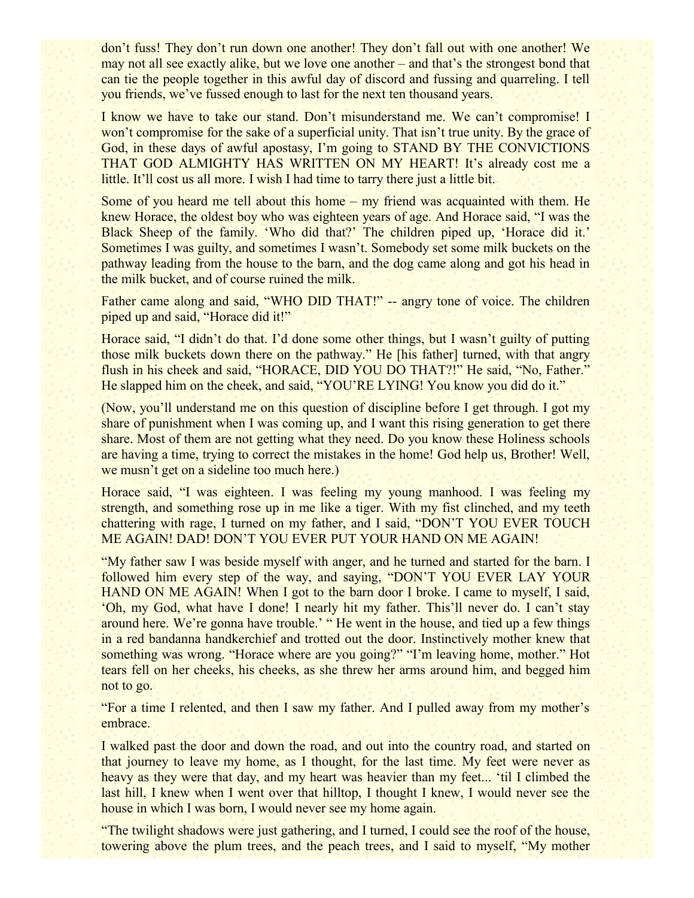don't fuss! They don't run down one another! They don't fall out with one another! We may not all see exactly alike, but we love one another – and that's the strongest bond that can tie the people together in this awful day of discord and fussing and quarreling. I tell you friends, we've fussed enough to last for the next ten thousand years.

I know we have to take our stand. Don't misunderstand me. We can't compromise! I won't compromise for the sake of a superficial unity. That isn't true unity. By the grace of God, in these days of awful apostasy, I'm going to STAND BY THE CONVICTIONS THAT GOD ALMIGHTY HAS WRITTEN ON MY HEART! It's already cost me a little. It'll cost us all more. I wish I had time to tarry there just a little bit.

Some of you heard me tell about this home – my friend was acquainted with them. He knew Horace, the oldest boy who was eighteen years of age. And Horace said, "I was the Black Sheep of the family. 'Who did that?' The children piped up, 'Horace did it.' Sometimes I was guilty, and sometimes I wasn't. Somebody set some milk buckets on the pathway leading from the house to the barn, and the dog came along and got his head in the milk bucket, and of course ruined the milk.

Father came along and said, "WHO DID THAT!" -- angry tone of voice. The children piped up and said, "Horace did it!"

Horace said, "I didn't do that. I'd done some other things, but I wasn't guilty of putting those milk buckets down there on the pathway." He [his father] turned, with that angry flush in his cheek and said, "HORACE, DID YOU DO THAT?!" He said, "No, Father." He slapped him on the cheek, and said, "YOU'RE LYING! You know you did do it."

(Now, you'll understand me on this question of discipline before I get through. I got my share of punishment when I was coming up, and I want this rising generation to get there share. Most of them are not getting what they need. Do you know these Holiness schools are having a time, trying to correct the mistakes in the home! God help us, Brother! Well, we musn't get on a sideline too much here.)

Horace said, "I was eighteen. I was feeling my young manhood. I was feeling my strength, and something rose up in me like a tiger. With my fist clinched, and my teeth chattering with rage, I turned on my father, and I said, "DON'T YOU EVER TOUCH ME AGAIN! DAD! DON'T YOU EVER PUT YOUR HAND ON ME AGAIN!

"My father saw I was beside myself with anger, and he turned and started for the barn. I followed him every step of the way, and saying, "DON'T YOU EVER LAY YOUR HAND ON ME AGAIN! When I got to the barn door I broke. I came to myself, I said, 'Oh, my God, what have I done! I nearly hit my father. This'll never do. I can't stay around here. We're gonna have trouble.' " He went in the house, and tied up a few things in a red bandanna handkerchief and trotted out the door. Instinctively mother knew that something was wrong. "Horace where are you going?" "I'm leaving home, mother." Hot tears fell on her cheeks, his cheeks, as she threw her arms around him, and begged him not to go.

"For a time I relented, and then I saw my father. And I pulled away from my mother's embrace.

I walked past the door and down the road, and out into the country road, and started on that journey to leave my home, as I thought, for the last time. My feet were never as heavy as they were that day, and my heart was heavier than my feet... 'til I climbed the last hill, I knew when I went over that hilltop, I thought I knew, I would never see the house in which I was born, I would never see my home again.

"The twilight shadows were just gathering, and I turned, I could see the roof of the house, towering above the plum trees, and the peach trees, and I said to myself, "My mother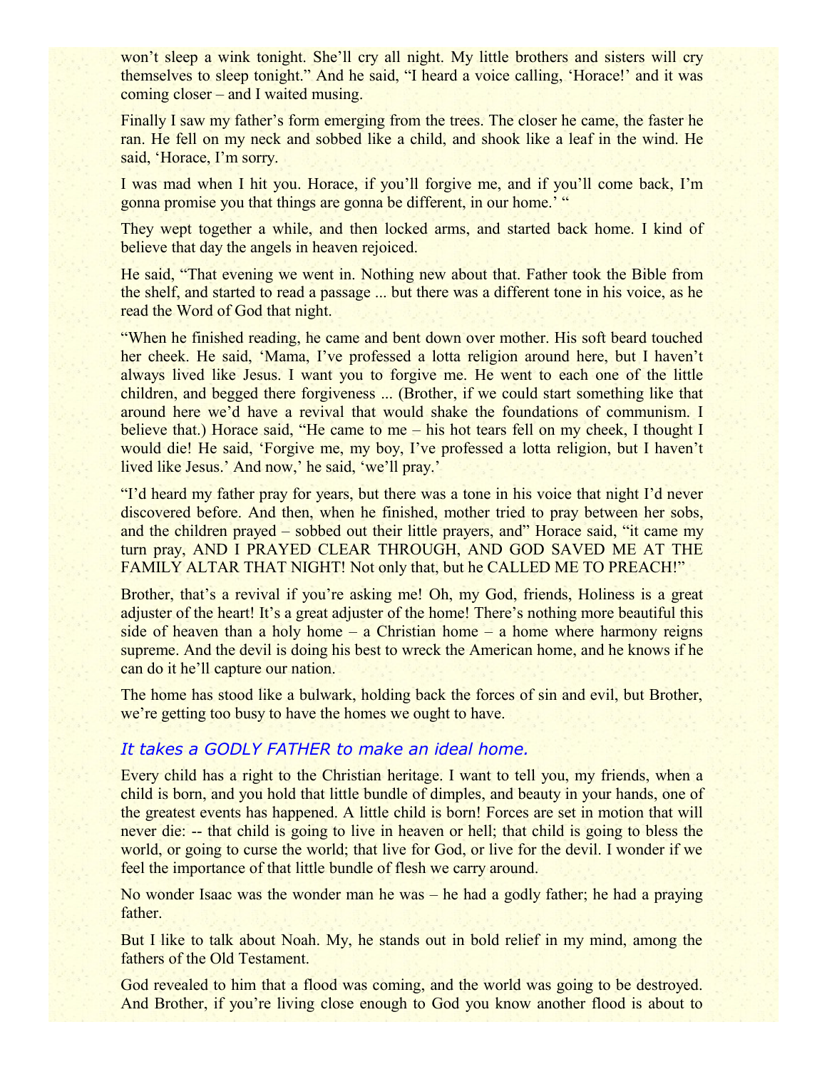won't sleep a wink tonight. She'll cry all night. My little brothers and sisters will cry themselves to sleep tonight." And he said, "I heard a voice calling, 'Horace!' and it was coming closer – and I waited musing.

Finally I saw my father's form emerging from the trees. The closer he came, the faster he ran. He fell on my neck and sobbed like a child, and shook like a leaf in the wind. He said, 'Horace, I'm sorry.

I was mad when I hit you. Horace, if you'll forgive me, and if you'll come back, I'm gonna promise you that things are gonna be different, in our home.' "

They wept together a while, and then locked arms, and started back home. I kind of believe that day the angels in heaven rejoiced.

He said, "That evening we went in. Nothing new about that. Father took the Bible from the shelf, and started to read a passage ... but there was a different tone in his voice, as he read the Word of God that night.

"When he finished reading, he came and bent down over mother. His soft beard touched her cheek. He said, 'Mama, I've professed a lotta religion around here, but I haven't always lived like Jesus. I want you to forgive me. He went to each one of the little children, and begged there forgiveness ... (Brother, if we could start something like that around here we'd have a revival that would shake the foundations of communism. I believe that.) Horace said, "He came to me – his hot tears fell on my cheek, I thought I would die! He said, 'Forgive me, my boy, I've professed a lotta religion, but I haven't lived like Jesus.' And now,' he said, 'we'll pray.'

"I'd heard my father pray for years, but there was a tone in his voice that night I'd never discovered before. And then, when he finished, mother tried to pray between her sobs, and the children prayed – sobbed out their little prayers, and" Horace said, "it came my turn pray, AND I PRAYED CLEAR THROUGH, AND GOD SAVED ME AT THE FAMILY ALTAR THAT NIGHT! Not only that, but he CALLED ME TO PREACH!"

Brother, that's a revival if you're asking me! Oh, my God, friends, Holiness is a great adjuster of the heart! It's a great adjuster of the home! There's nothing more beautiful this side of heaven than a holy home – a Christian home – a home where harmony reigns supreme. And the devil is doing his best to wreck the American home, and he knows if he can do it he'll capture our nation.

The home has stood like a bulwark, holding back the forces of sin and evil, but Brother, we're getting too busy to have the homes we ought to have.

### *It takes a GODLY FATHER to make an ideal home.*

Every child has a right to the Christian heritage. I want to tell you, my friends, when a child is born, and you hold that little bundle of dimples, and beauty in your hands, one of the greatest events has happened. A little child is born! Forces are set in motion that will never die: -- that child is going to live in heaven or hell; that child is going to bless the world, or going to curse the world; that live for God, or live for the devil. I wonder if we feel the importance of that little bundle of flesh we carry around.

No wonder Isaac was the wonder man he was – he had a godly father; he had a praying father.

But I like to talk about Noah. My, he stands out in bold relief in my mind, among the fathers of the Old Testament.

God revealed to him that a flood was coming, and the world was going to be destroyed. And Brother, if you're living close enough to God you know another flood is about to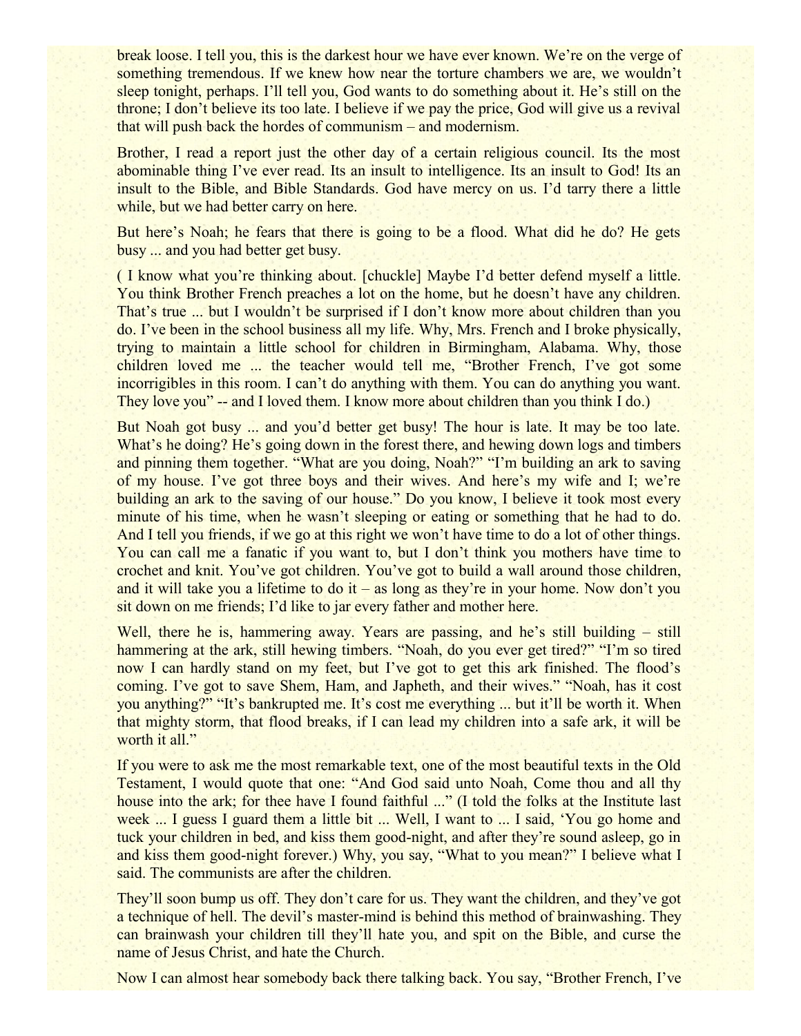break loose. I tell you, this is the darkest hour we have ever known. We're on the verge of something tremendous. If we knew how near the torture chambers we are, we wouldn't sleep tonight, perhaps. I'll tell you, God wants to do something about it. He's still on the throne; I don't believe its too late. I believe if we pay the price, God will give us a revival that will push back the hordes of communism – and modernism.

Brother, I read a report just the other day of a certain religious council. Its the most abominable thing I've ever read. Its an insult to intelligence. Its an insult to God! Its an insult to the Bible, and Bible Standards. God have mercy on us. I'd tarry there a little while, but we had better carry on here.

But here's Noah; he fears that there is going to be a flood. What did he do? He gets busy ... and you had better get busy.

( I know what you're thinking about. [chuckle] Maybe I'd better defend myself a little. You think Brother French preaches a lot on the home, but he doesn't have any children. That's true ... but I wouldn't be surprised if I don't know more about children than you do. I've been in the school business all my life. Why, Mrs. French and I broke physically, trying to maintain a little school for children in Birmingham, Alabama. Why, those children loved me ... the teacher would tell me, "Brother French, I've got some incorrigibles in this room. I can't do anything with them. You can do anything you want. They love you" -- and I loved them. I know more about children than you think I do.)

But Noah got busy ... and you'd better get busy! The hour is late. It may be too late. What's he doing? He's going down in the forest there, and hewing down logs and timbers and pinning them together. "What are you doing, Noah?" "I'm building an ark to saving of my house. I've got three boys and their wives. And here's my wife and I; we're building an ark to the saving of our house." Do you know, I believe it took most every minute of his time, when he wasn't sleeping or eating or something that he had to do. And I tell you friends, if we go at this right we won't have time to do a lot of other things. You can call me a fanatic if you want to, but I don't think you mothers have time to crochet and knit. You've got children. You've got to build a wall around those children, and it will take you a lifetime to do it – as long as they're in your home. Now don't you sit down on me friends; I'd like to jar every father and mother here.

Well, there he is, hammering away. Years are passing, and he's still building – still hammering at the ark, still hewing timbers. "Noah, do you ever get tired?" "I'm so tired now I can hardly stand on my feet, but I've got to get this ark finished. The flood's coming. I've got to save Shem, Ham, and Japheth, and their wives." "Noah, has it cost you anything?" "It's bankrupted me. It's cost me everything ... but it'll be worth it. When that mighty storm, that flood breaks, if I can lead my children into a safe ark, it will be worth it all."

If you were to ask me the most remarkable text, one of the most beautiful texts in the Old Testament, I would quote that one: "And God said unto Noah, Come thou and all thy house into the ark; for thee have I found faithful ..." (I told the folks at the Institute last week ... I guess I guard them a little bit ... Well, I want to ... I said, 'You go home and tuck your children in bed, and kiss them good-night, and after they're sound asleep, go in and kiss them good-night forever.) Why, you say, "What to you mean?" I believe what I said. The communists are after the children.

They'll soon bump us off. They don't care for us. They want the children, and they've got a technique of hell. The devil's master-mind is behind this method of brainwashing. They can brainwash your children till they'll hate you, and spit on the Bible, and curse the name of Jesus Christ, and hate the Church.

Now I can almost hear somebody back there talking back. You say, "Brother French, I've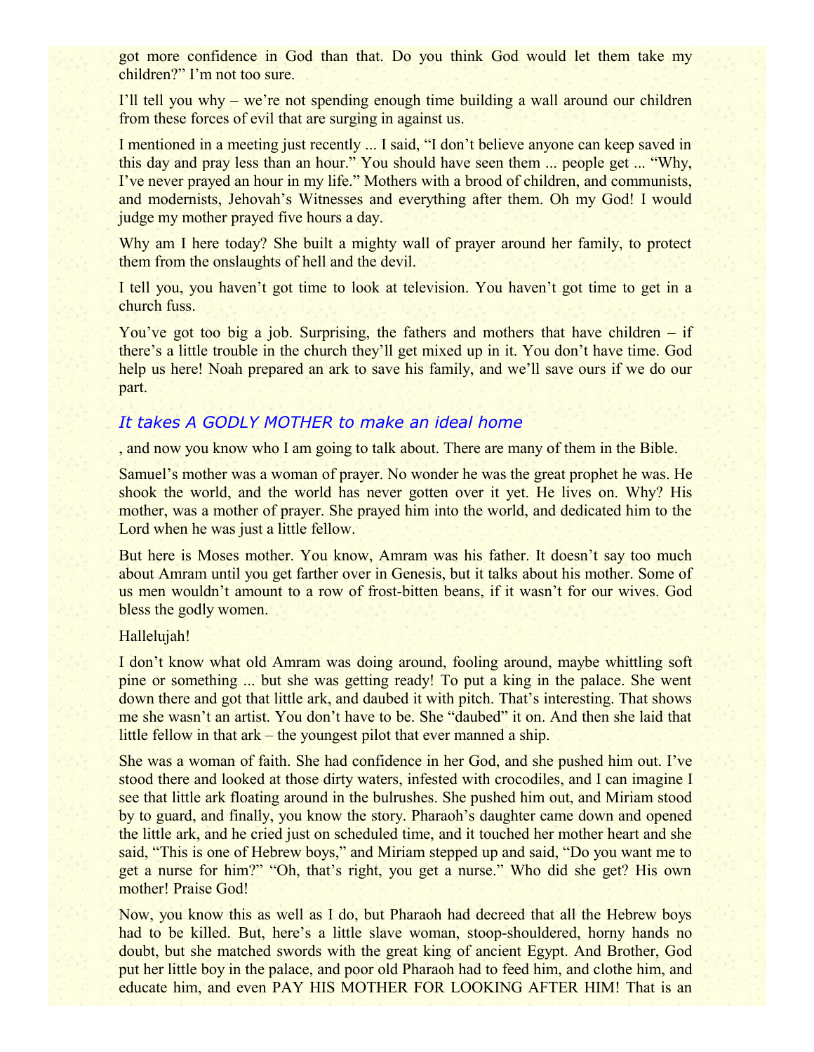got more confidence in God than that. Do you think God would let them take my children?" I'm not too sure.

I'll tell you why – we're not spending enough time building a wall around our children from these forces of evil that are surging in against us.

I mentioned in a meeting just recently ... I said, "I don't believe anyone can keep saved in this day and pray less than an hour." You should have seen them ... people get ... "Why, I've never prayed an hour in my life." Mothers with a brood of children, and communists, and modernists, Jehovah's Witnesses and everything after them. Oh my God! I would judge my mother prayed five hours a day.

Why am I here today? She built a mighty wall of prayer around her family, to protect them from the onslaughts of hell and the devil.

I tell you, you haven't got time to look at television. You haven't got time to get in a church fuss.

You've got too big a job. Surprising, the fathers and mothers that have children – if there's a little trouble in the church they'll get mixed up in it. You don't have time. God help us here! Noah prepared an ark to save his family, and we'll save ours if we do our part.

### *It takes A GODLY MOTHER to make an ideal home*

, and now you know who I am going to talk about. There are many of them in the Bible.

Samuel's mother was a woman of prayer. No wonder he was the great prophet he was. He shook the world, and the world has never gotten over it yet. He lives on. Why? His mother, was a mother of prayer. She prayed him into the world, and dedicated him to the Lord when he was just a little fellow.

But here is Moses mother. You know, Amram was his father. It doesn't say too much about Amram until you get farther over in Genesis, but it talks about his mother. Some of us men wouldn't amount to a row of frost-bitten beans, if it wasn't for our wives. God bless the godly women.

Hallelujah!

I don't know what old Amram was doing around, fooling around, maybe whittling soft pine or something ... but she was getting ready! To put a king in the palace. She went down there and got that little ark, and daubed it with pitch. That's interesting. That shows me she wasn't an artist. You don't have to be. She "daubed" it on. And then she laid that little fellow in that ark – the youngest pilot that ever manned a ship.

She was a woman of faith. She had confidence in her God, and she pushed him out. I've stood there and looked at those dirty waters, infested with crocodiles, and I can imagine I see that little ark floating around in the bulrushes. She pushed him out, and Miriam stood by to guard, and finally, you know the story. Pharaoh's daughter came down and opened the little ark, and he cried just on scheduled time, and it touched her mother heart and she said, "This is one of Hebrew boys," and Miriam stepped up and said, "Do you want me to get a nurse for him?" "Oh, that's right, you get a nurse." Who did she get? His own mother! Praise God!

Now, you know this as well as I do, but Pharaoh had decreed that all the Hebrew boys had to be killed. But, here's a little slave woman, stoop-shouldered, horny hands no doubt, but she matched swords with the great king of ancient Egypt. And Brother, God put her little boy in the palace, and poor old Pharaoh had to feed him, and clothe him, and educate him, and even PAY HIS MOTHER FOR LOOKING AFTER HIM! That is an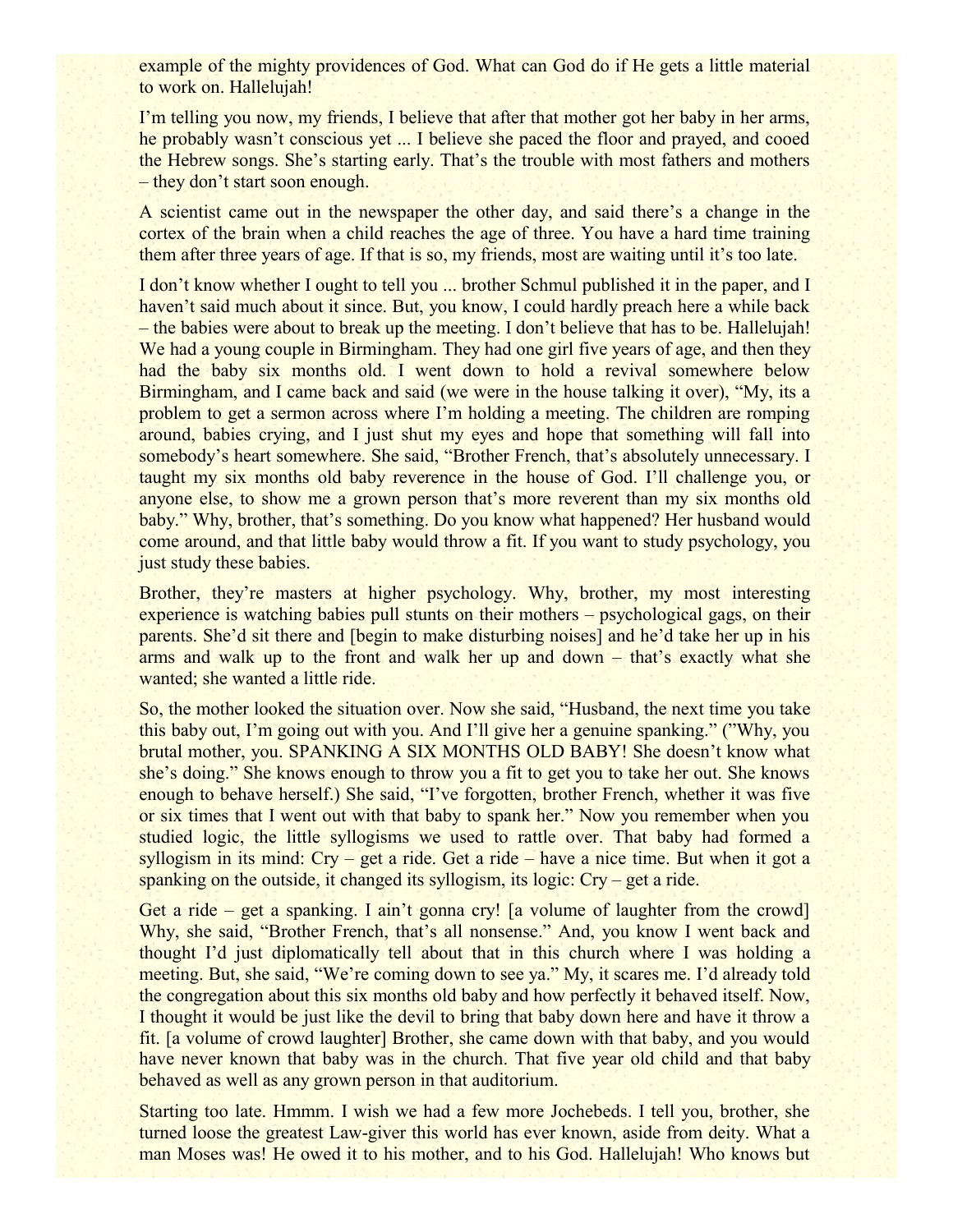example of the mighty providences of God. What can God do if He gets a little material to work on. Hallelujah!

I'm telling you now, my friends, I believe that after that mother got her baby in her arms, he probably wasn't conscious yet ... I believe she paced the floor and prayed, and cooed the Hebrew songs. She's starting early. That's the trouble with most fathers and mothers – they don't start soon enough.

A scientist came out in the newspaper the other day, and said there's a change in the cortex of the brain when a child reaches the age of three. You have a hard time training them after three years of age. If that is so, my friends, most are waiting until it's too late.

I don't know whether I ought to tell you ... brother Schmul published it in the paper, and I haven't said much about it since. But, you know, I could hardly preach here a while back – the babies were about to break up the meeting. I don't believe that has to be. Hallelujah! We had a young couple in Birmingham. They had one girl five years of age, and then they had the baby six months old. I went down to hold a revival somewhere below Birmingham, and I came back and said (we were in the house talking it over), "My, its a problem to get a sermon across where I'm holding a meeting. The children are romping around, babies crying, and I just shut my eyes and hope that something will fall into somebody's heart somewhere. She said, "Brother French, that's absolutely unnecessary. I taught my six months old baby reverence in the house of God. I'll challenge you, or anyone else, to show me a grown person that's more reverent than my six months old baby." Why, brother, that's something. Do you know what happened? Her husband would come around, and that little baby would throw a fit. If you want to study psychology, you just study these babies.

Brother, they're masters at higher psychology. Why, brother, my most interesting experience is watching babies pull stunts on their mothers – psychological gags, on their parents. She'd sit there and [begin to make disturbing noises] and he'd take her up in his arms and walk up to the front and walk her up and down – that's exactly what she wanted; she wanted a little ride.

So, the mother looked the situation over. Now she said, "Husband, the next time you take this baby out, I'm going out with you. And I'll give her a genuine spanking." ("Why, you brutal mother, you. SPANKING A SIX MONTHS OLD BABY! She doesn't know what she's doing." She knows enough to throw you a fit to get you to take her out. She knows enough to behave herself.) She said, "I've forgotten, brother French, whether it was five or six times that I went out with that baby to spank her." Now you remember when you studied logic, the little syllogisms we used to rattle over. That baby had formed a syllogism in its mind: Cry – get a ride. Get a ride – have a nice time. But when it got a spanking on the outside, it changed its syllogism, its logic: Cry – get a ride.

Get a ride – get a spanking. I ain't gonna cry! [a volume of laughter from the crowd] Why, she said, "Brother French, that's all nonsense." And, you know I went back and thought I'd just diplomatically tell about that in this church where I was holding a meeting. But, she said, "We're coming down to see ya." My, it scares me. I'd already told the congregation about this six months old baby and how perfectly it behaved itself. Now, I thought it would be just like the devil to bring that baby down here and have it throw a fit. [a volume of crowd laughter] Brother, she came down with that baby, and you would have never known that baby was in the church. That five year old child and that baby behaved as well as any grown person in that auditorium.

Starting too late. Hmmm. I wish we had a few more Jochebeds. I tell you, brother, she turned loose the greatest Law-giver this world has ever known, aside from deity. What a man Moses was! He owed it to his mother, and to his God. Hallelujah! Who knows but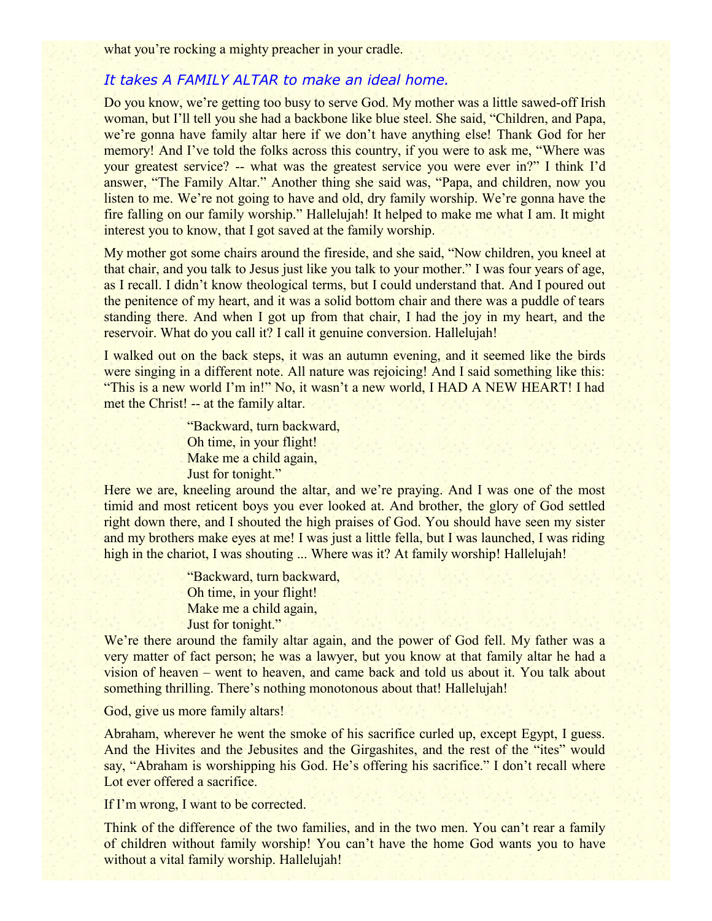what you're rocking a mighty preacher in your cradle.

### *It takes A FAMILY ALTAR to make an ideal home.*

Do you know, we're getting too busy to serve God. My mother was a little sawed-off Irish woman, but I'll tell you she had a backbone like blue steel. She said, "Children, and Papa, we're gonna have family altar here if we don't have anything else! Thank God for her memory! And I've told the folks across this country, if you were to ask me, "Where was your greatest service? -- what was the greatest service you were ever in?" I think I'd answer, "The Family Altar." Another thing she said was, "Papa, and children, now you listen to me. We're not going to have and old, dry family worship. We're gonna have the fire falling on our family worship." Hallelujah! It helped to make me what I am. It might interest you to know, that I got saved at the family worship.

My mother got some chairs around the fireside, and she said, "Now children, you kneel at that chair, and you talk to Jesus just like you talk to your mother." I was four years of age, as I recall. I didn't know theological terms, but I could understand that. And I poured out the penitence of my heart, and it was a solid bottom chair and there was a puddle of tears standing there. And when I got up from that chair, I had the joy in my heart, and the reservoir. What do you call it? I call it genuine conversion. Hallelujah!

I walked out on the back steps, it was an autumn evening, and it seemed like the birds were singing in a different note. All nature was rejoicing! And I said something like this: "This is a new world I'm in!" No, it wasn't a new world, I HAD A NEW HEART! I had met the Christ! -- at the family altar.

> "Backward, turn backward,
> Oh time, in your flight!
> Make me a child again,
> Just for tonight."

Here we are, kneeling around the altar, and we're praying. And I was one of the most timid and most reticent boys you ever looked at. And brother, the glory of God settled right down there, and I shouted the high praises of God. You should have seen my sister and my brothers make eyes at me! I was just a little fella, but I was launched, I was riding high in the chariot, I was shouting ... Where was it? At family worship! Hallelujah!

> "Backward, turn backward,
> Oh time, in your flight!
> Make me a child again,
> Just for tonight."

We're there around the family altar again, and the power of God fell. My father was a very matter of fact person; he was a lawyer, but you know at that family altar he had a vision of heaven – went to heaven, and came back and told us about it. You talk about something thrilling. There's nothing monotonous about that! Hallelujah!

God, give us more family altars!

Abraham, wherever he went the smoke of his sacrifice curled up, except Egypt, I guess. And the Hivites and the Jebusites and the Girgashites, and the rest of the "ites" would say, "Abraham is worshipping his God. He's offering his sacrifice." I don't recall where Lot ever offered a sacrifice.

If I'm wrong, I want to be corrected.

Think of the difference of the two families, and in the two men. You can't rear a family of children without family worship! You can't have the home God wants you to have without a vital family worship. Hallelujah!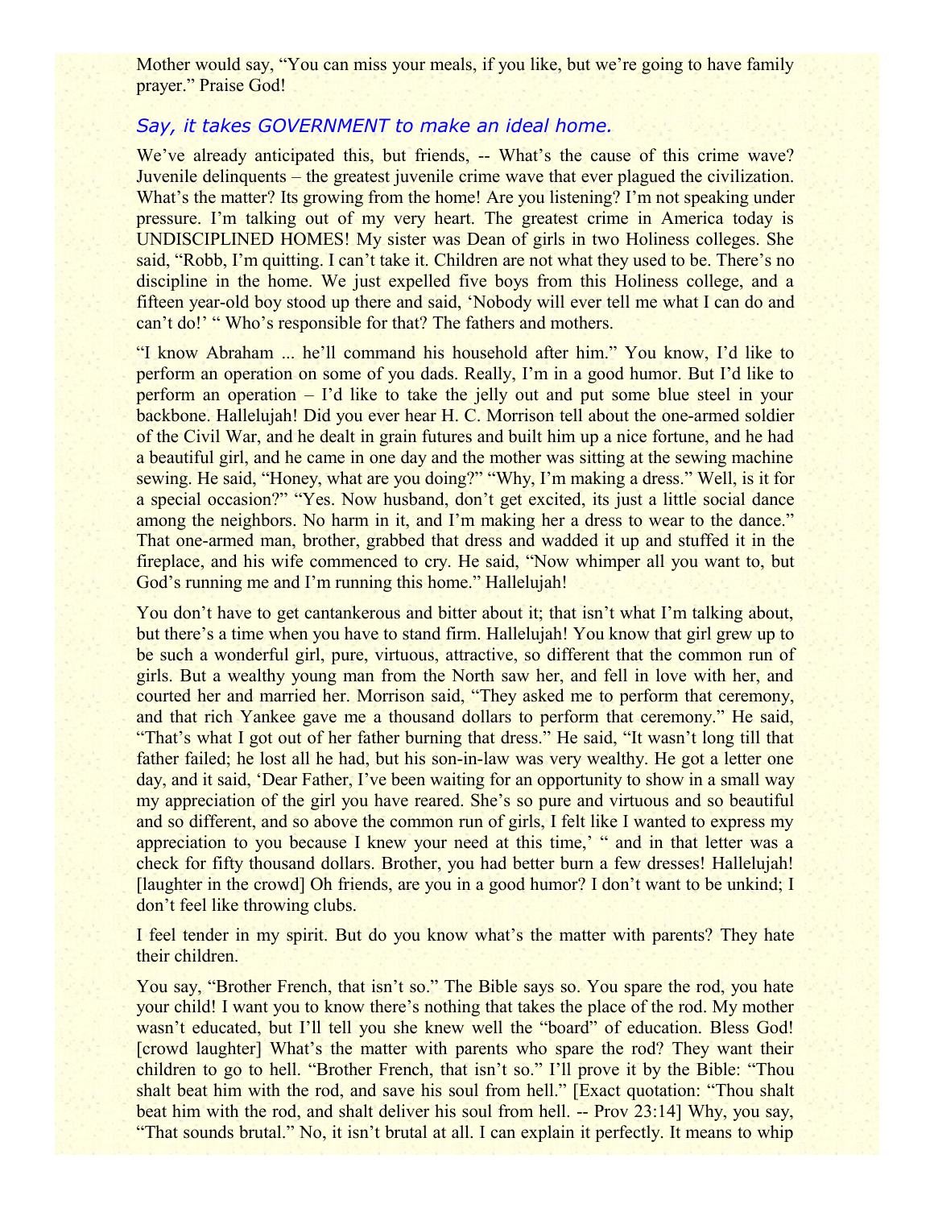Mother would say, "You can miss your meals, if you like, but we're going to have family prayer." Praise God!

### *Say, it takes GOVERNMENT to make an ideal home.*

We've already anticipated this, but friends, -- What's the cause of this crime wave? Juvenile delinquents – the greatest juvenile crime wave that ever plagued the civilization. What's the matter? Its growing from the home! Are you listening? I'm not speaking under pressure. I'm talking out of my very heart. The greatest crime in America today is UNDISCIPLINED HOMES! My sister was Dean of girls in two Holiness colleges. She said, "Robb, I'm quitting. I can't take it. Children are not what they used to be. There's no discipline in the home. We just expelled five boys from this Holiness college, and a fifteen year-old boy stood up there and said, 'Nobody will ever tell me what I can do and can't do!' " Who's responsible for that? The fathers and mothers.

"I know Abraham ... he'll command his household after him." You know, I'd like to perform an operation on some of you dads. Really, I'm in a good humor. But I'd like to perform an operation – I'd like to take the jelly out and put some blue steel in your backbone. Hallelujah! Did you ever hear H. C. Morrison tell about the one-armed soldier of the Civil War, and he dealt in grain futures and built him up a nice fortune, and he had a beautiful girl, and he came in one day and the mother was sitting at the sewing machine sewing. He said, "Honey, what are you doing?" "Why, I'm making a dress." Well, is it for a special occasion?" "Yes. Now husband, don't get excited, its just a little social dance among the neighbors. No harm in it, and I'm making her a dress to wear to the dance." That one-armed man, brother, grabbed that dress and wadded it up and stuffed it in the fireplace, and his wife commenced to cry. He said, "Now whimper all you want to, but God's running me and I'm running this home." Hallelujah!

You don't have to get cantankerous and bitter about it; that isn't what I'm talking about, but there's a time when you have to stand firm. Hallelujah! You know that girl grew up to be such a wonderful girl, pure, virtuous, attractive, so different that the common run of girls. But a wealthy young man from the North saw her, and fell in love with her, and courted her and married her. Morrison said, "They asked me to perform that ceremony, and that rich Yankee gave me a thousand dollars to perform that ceremony." He said, "That's what I got out of her father burning that dress." He said, "It wasn't long till that father failed; he lost all he had, but his son-in-law was very wealthy. He got a letter one day, and it said, 'Dear Father, I've been waiting for an opportunity to show in a small way my appreciation of the girl you have reared. She's so pure and virtuous and so beautiful and so different, and so above the common run of girls, I felt like I wanted to express my appreciation to you because I knew your need at this time,' " and in that letter was a check for fifty thousand dollars. Brother, you had better burn a few dresses! Hallelujah! [laughter in the crowd] Oh friends, are you in a good humor? I don't want to be unkind; I don't feel like throwing clubs.

I feel tender in my spirit. But do you know what's the matter with parents? They hate their children.

You say, "Brother French, that isn't so." The Bible says so. You spare the rod, you hate your child! I want you to know there's nothing that takes the place of the rod. My mother wasn't educated, but I'll tell you she knew well the "board" of education. Bless God! [crowd laughter] What's the matter with parents who spare the rod? They want their children to go to hell. "Brother French, that isn't so." I'll prove it by the Bible: "Thou shalt beat him with the rod, and save his soul from hell." [Exact quotation: "Thou shalt beat him with the rod, and shalt deliver his soul from hell. -- Prov 23:14] Why, you say, "That sounds brutal." No, it isn't brutal at all. I can explain it perfectly. It means to whip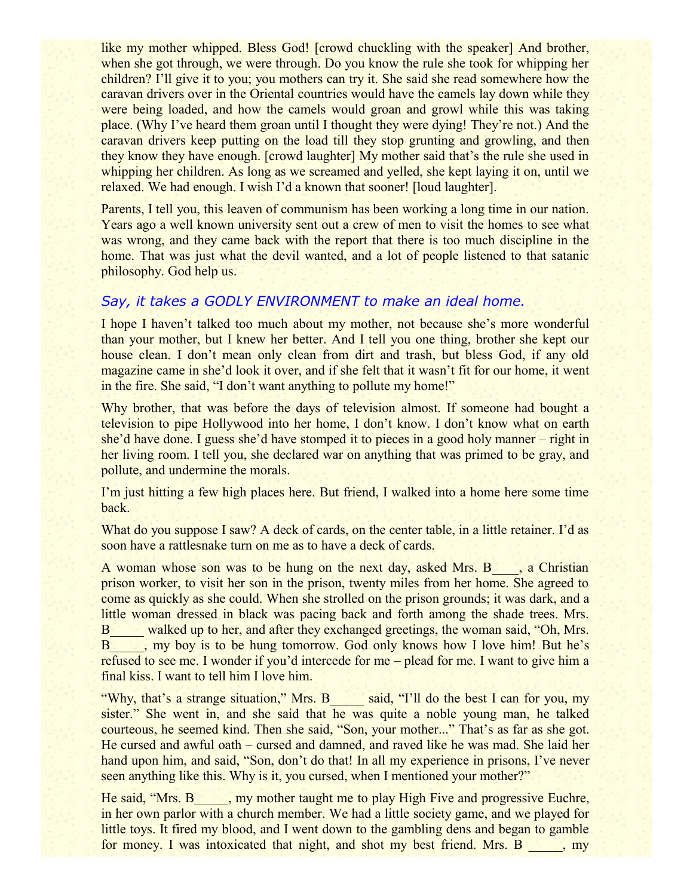like my mother whipped. Bless God! [crowd chuckling with the speaker] And brother, when she got through, we were through. Do you know the rule she took for whipping her children? I'll give it to you; you mothers can try it. She said she read somewhere how the caravan drivers over in the Oriental countries would have the camels lay down while they were being loaded, and how the camels would groan and growl while this was taking place. (Why I've heard them groan until I thought they were dying! They're not.) And the caravan drivers keep putting on the load till they stop grunting and growling, and then they know they have enough. [crowd laughter] My mother said that's the rule she used in whipping her children. As long as we screamed and yelled, she kept laying it on, until we relaxed. We had enough. I wish I'd a known that sooner! [loud laughter].

Parents, I tell you, this leaven of communism has been working a long time in our nation. Years ago a well known university sent out a crew of men to visit the homes to see what was wrong, and they came back with the report that there is too much discipline in the home. That was just what the devil wanted, and a lot of people listened to that satanic philosophy. God help us.

### *Say, it takes a GODLY ENVIRONMENT to make an ideal home.*

I hope I haven't talked too much about my mother, not because she's more wonderful than your mother, but I knew her better. And I tell you one thing, brother she kept our house clean. I don't mean only clean from dirt and trash, but bless God, if any old magazine came in she'd look it over, and if she felt that it wasn't fit for our home, it went in the fire. She said, "I don't want anything to pollute my home!"

Why brother, that was before the days of television almost. If someone had bought a television to pipe Hollywood into her home, I don't know. I don't know what on earth she'd have done. I guess she'd have stomped it to pieces in a good holy manner – right in her living room. I tell you, she declared war on anything that was primed to be gray, and pollute, and undermine the morals.

I'm just hitting a few high places here. But friend, I walked into a home here some time back.

What do you suppose I saw? A deck of cards, on the center table, in a little retainer. I'd as soon have a rattlesnake turn on me as to have a deck of cards.

A woman whose son was to be hung on the next day, asked Mrs. B____, a Christian prison worker, to visit her son in the prison, twenty miles from her home. She agreed to come as quickly as she could. When she strolled on the prison grounds; it was dark, and a little woman dressed in black was pacing back and forth among the shade trees. Mrs. B_____ walked up to her, and after they exchanged greetings, the woman said, "Oh, Mrs. B_____, my boy is to be hung tomorrow. God only knows how I love him! But he's refused to see me. I wonder if you'd intercede for me – plead for me. I want to give him a final kiss. I want to tell him I love him.

"Why, that's a strange situation," Mrs. B_____ said, "I'll do the best I can for you, my sister." She went in, and she said that he was quite a noble young man, he talked courteous, he seemed kind. Then she said, "Son, your mother..." That's as far as she got. He cursed and awful oath – cursed and damned, and raved like he was mad. She laid her hand upon him, and said, "Son, don't do that! In all my experience in prisons, I've never seen anything like this. Why is it, you cursed, when I mentioned your mother?"

He said, "Mrs. B_____, my mother taught me to play High Five and progressive Euchre, in her own parlor with a church member. We had a little society game, and we played for little toys. It fired my blood, and I went down to the gambling dens and began to gamble for money. I was intoxicated that night, and shot my best friend. Mrs. B _____, my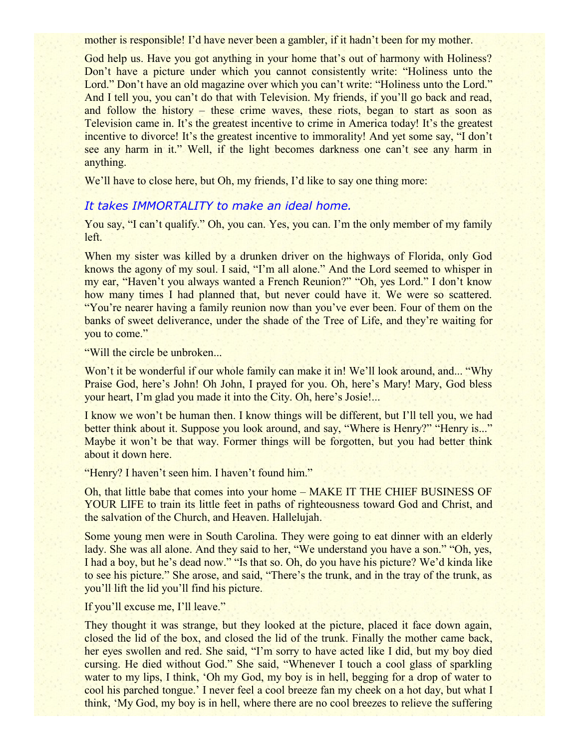mother is responsible! I'd have never been a gambler, if it hadn't been for my mother.

God help us. Have you got anything in your home that's out of harmony with Holiness? Don't have a picture under which you cannot consistently write: "Holiness unto the Lord." Don't have an old magazine over which you can't write: "Holiness unto the Lord." And I tell you, you can't do that with Television. My friends, if you'll go back and read, and follow the history – these crime waves, these riots, began to start as soon as Television came in. It's the greatest incentive to crime in America today! It's the greatest incentive to divorce! It's the greatest incentive to immorality! And yet some say, "I don't see any harm in it." Well, if the light becomes darkness one can't see any harm in anything.

We'll have to close here, but Oh, my friends, I'd like to say one thing more:

### *It takes IMMORTALITY to make an ideal home.*

You say, "I can't qualify." Oh, you can. Yes, you can. I'm the only member of my family left.

When my sister was killed by a drunken driver on the highways of Florida, only God knows the agony of my soul. I said, "I'm all alone." And the Lord seemed to whisper in my ear, "Haven't you always wanted a French Reunion?" "Oh, yes Lord." I don't know how many times I had planned that, but never could have it. We were so scattered. "You're nearer having a family reunion now than you've ever been. Four of them on the banks of sweet deliverance, under the shade of the Tree of Life, and they're waiting for you to come."

"Will the circle be unbroken...

Won't it be wonderful if our whole family can make it in! We'll look around, and... "Why Praise God, here's John! Oh John, I prayed for you. Oh, here's Mary! Mary, God bless your heart, I'm glad you made it into the City. Oh, here's Josie!...

I know we won't be human then. I know things will be different, but I'll tell you, we had better think about it. Suppose you look around, and say, "Where is Henry?" "Henry is..." Maybe it won't be that way. Former things will be forgotten, but you had better think about it down here.

"Henry? I haven't seen him. I haven't found him."

Oh, that little babe that comes into your home – MAKE IT THE CHIEF BUSINESS OF YOUR LIFE to train its little feet in paths of righteousness toward God and Christ, and the salvation of the Church, and Heaven. Hallelujah.

Some young men were in South Carolina. They were going to eat dinner with an elderly lady. She was all alone. And they said to her, "We understand you have a son." "Oh, yes, I had a boy, but he's dead now." "Is that so. Oh, do you have his picture? We'd kinda like to see his picture." She arose, and said, "There's the trunk, and in the tray of the trunk, as you'll lift the lid you'll find his picture.

If you'll excuse me, I'll leave."

They thought it was strange, but they looked at the picture, placed it face down again, closed the lid of the box, and closed the lid of the trunk. Finally the mother came back, her eyes swollen and red. She said, "I'm sorry to have acted like I did, but my boy died cursing. He died without God." She said, "Whenever I touch a cool glass of sparkling water to my lips, I think, 'Oh my God, my boy is in hell, begging for a drop of water to cool his parched tongue.' I never feel a cool breeze fan my cheek on a hot day, but what I think, 'My God, my boy is in hell, where there are no cool breezes to relieve the suffering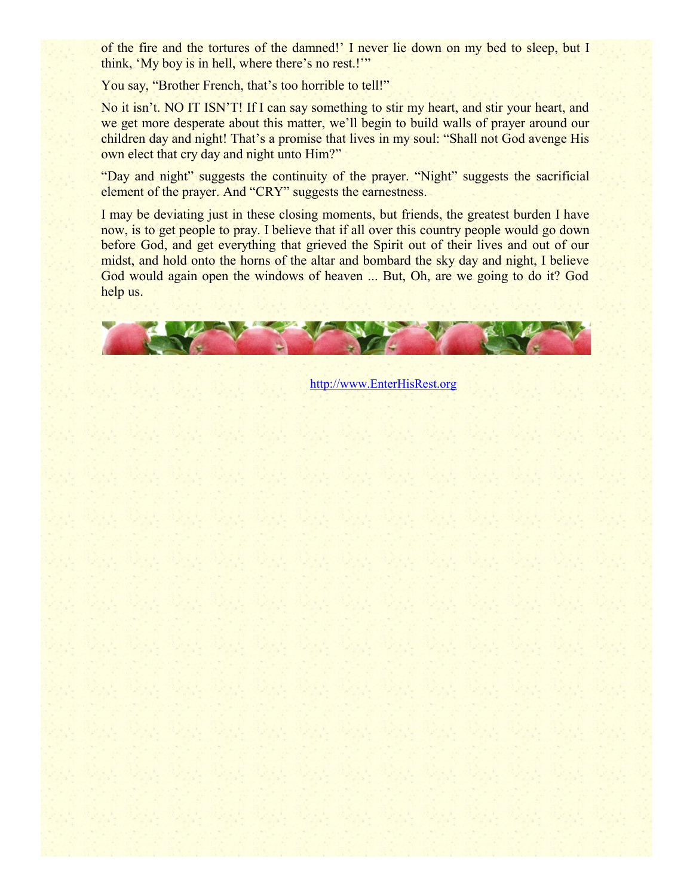of the fire and the tortures of the damned!' I never lie down on my bed to sleep, but I think, 'My boy is in hell, where there's no rest.!'"

You say, "Brother French, that's too horrible to tell!"

No it isn't. NO IT ISN'T! If I can say something to stir my heart, and stir your heart, and we get more desperate about this matter, we'll begin to build walls of prayer around our children day and night! That's a promise that lives in my soul: "Shall not God avenge His own elect that cry day and night unto Him?"

"Day and night" suggests the continuity of the prayer. "Night" suggests the sacrificial element of the prayer. And "CRY" suggests the earnestness.

I may be deviating just in these closing moments, but friends, the greatest burden I have now, is to get people to pray. I believe that if all over this country people would go down before God, and get everything that grieved the Spirit out of their lives and out of our midst, and hold onto the horns of the altar and bombard the sky day and night, I believe God would again open the windows of heaven ... But, Oh, are we going to do it? God help us.

http://www.EnterHisRest.org